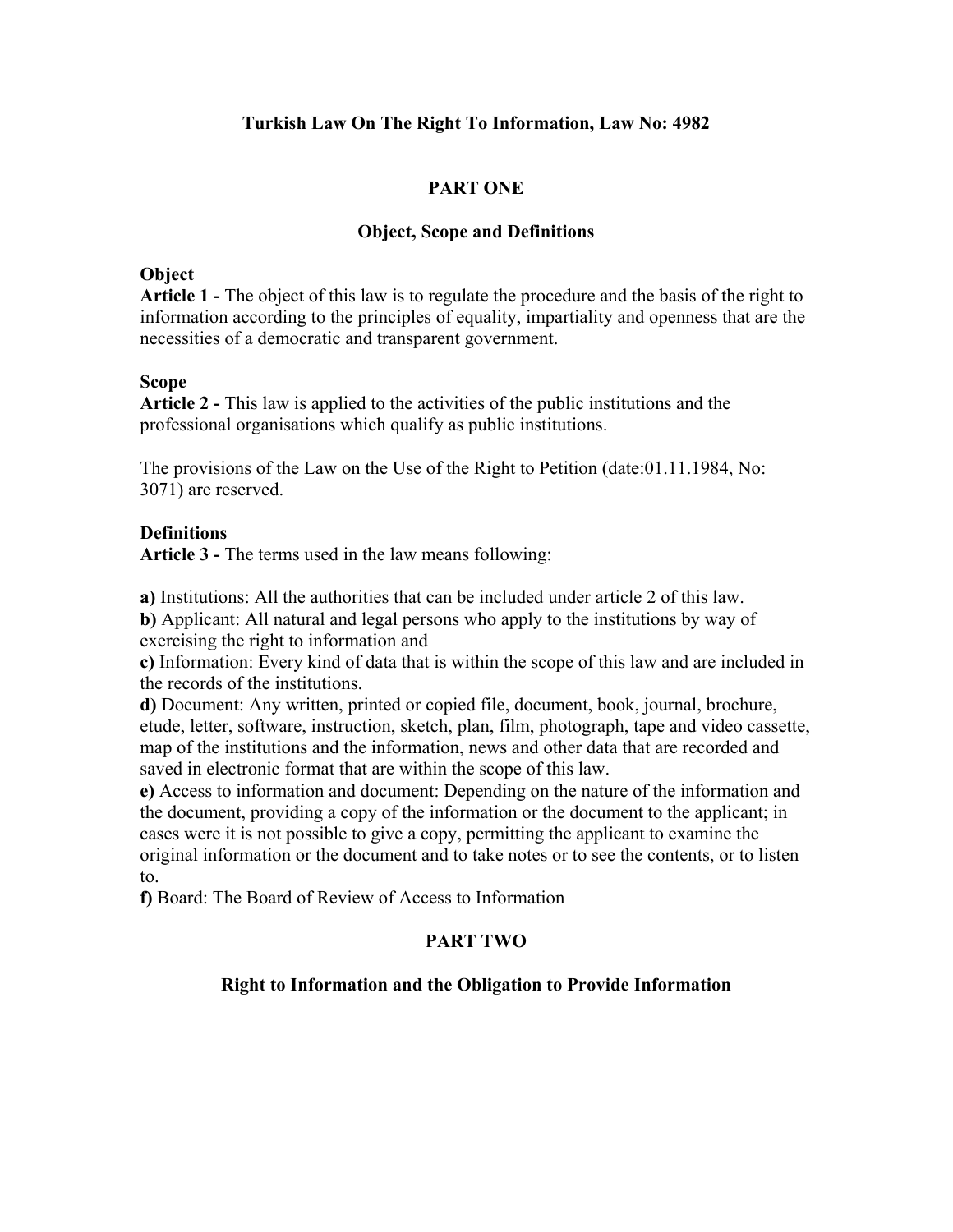# Turkish Law On The Right To Information, Law No: 4982

## PART ONE

## Object, Scope and Definitions

**Object**

**Article 1 -** The object of this law is to regulate the procedure and the basis of the right to information according to the principles of equality, impartiality and openness that are the necessities of a democratic and transparent government.

**Scope**

**Article 2 -** This law is applied to the activities of the public institutions and the professional organisations which qualify as public institutions.

The provisions of the Law on the Use of the Right to Petition (date:01.11.1984, No: 3071) are reserved.

**Definitions**

**Article 3 -** The terms used in the law means following:

**a)** Institutions: All the authorities that can be included under article 2 of this law.
**b)** Applicant: All natural and legal persons who apply to the institutions by way of exercising the right to information and
**c)** Information: Every kind of data that is within the scope of this law and are included in the records of the institutions.
**d)** Document: Any written, printed or copied file, document, book, journal, brochure, etude, letter, software, instruction, sketch, plan, film, photograph, tape and video cassette, map of the institutions and the information, news and other data that are recorded and saved in electronic format that are within the scope of this law.
**e)** Access to information and document: Depending on the nature of the information and the document, providing a copy of the information or the document to the applicant; in cases were it is not possible to give a copy, permitting the applicant to examine the original information or the document and to take notes or to see the contents, or to listen to.
**f)** Board: The Board of Review of Access to Information

## PART TWO

## Right to Information and the Obligation to Provide Information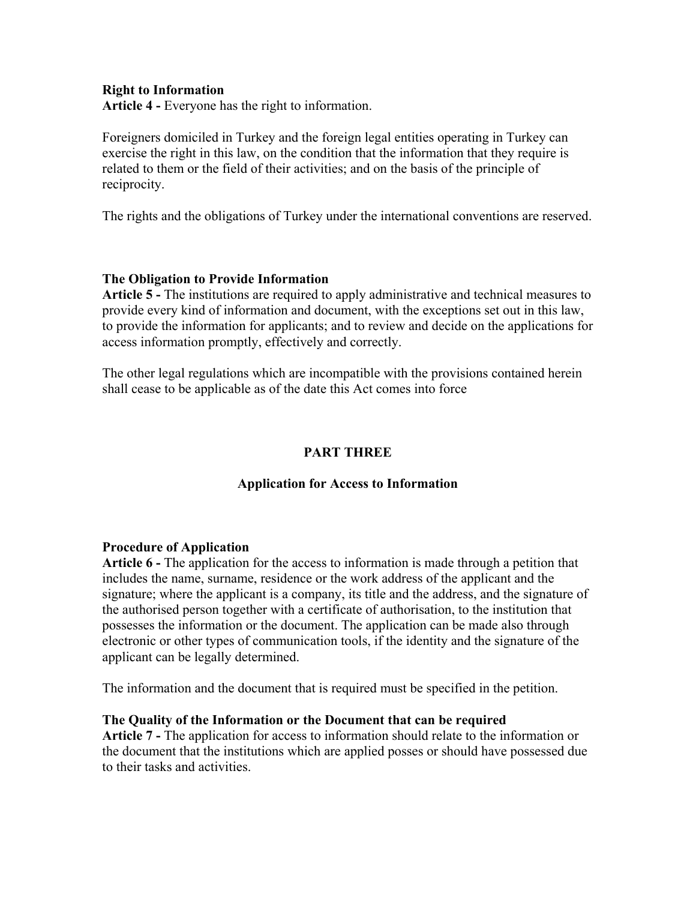**Right to Information**
**Article 4 -** Everyone has the right to information.

Foreigners domiciled in Turkey and the foreign legal entities operating in Turkey can exercise the right in this law, on the condition that the information that they require is related to them or the field of their activities; and on the basis of the principle of reciprocity.

The rights and the obligations of Turkey under the international conventions are reserved.

**The Obligation to Provide Information**
**Article 5 -** The institutions are required to apply administrative and technical measures to provide every kind of information and document, with the exceptions set out in this law, to provide the information for applicants; and to review and decide on the applications for access information promptly, effectively and correctly.

The other legal regulations which are incompatible with the provisions contained herein shall cease to be applicable as of the date this Act comes into force

## PART THREE

## Application for Access to Information

**Procedure of Application**
**Article 6 -** The application for the access to information is made through a petition that includes the name, surname, residence or the work address of the applicant and the signature; where the applicant is a company, its title and the address, and the signature of the authorised person together with a certificate of authorisation, to the institution that possesses the information or the document. The application can be made also through electronic or other types of communication tools, if the identity and the signature of the applicant can be legally determined.

The information and the document that is required must be specified in the petition.

**The Quality of the Information or the Document that can be required**
**Article 7 -** The application for access to information should relate to the information or the document that the institutions which are applied posses or should have possessed due to their tasks and activities.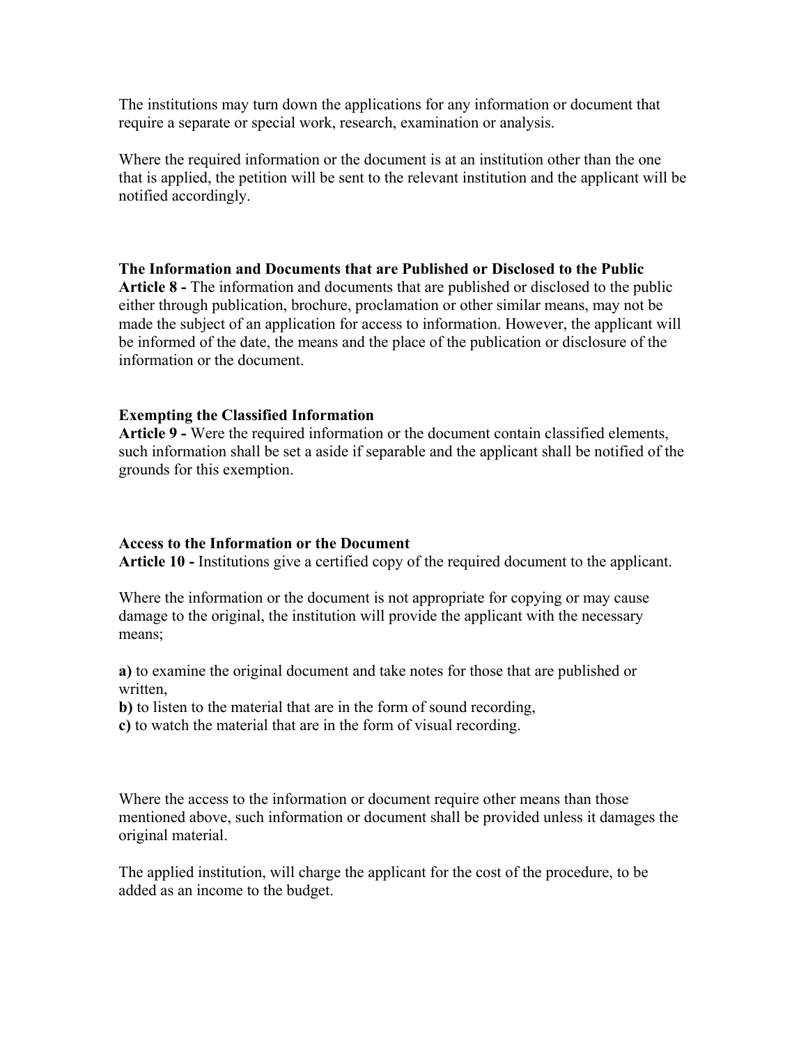The institutions may turn down the applications for any information or document that require a separate or special work, research, examination or analysis.

Where the required information or the document is at an institution other than the one that is applied, the petition will be sent to the relevant institution and the applicant will be notified accordingly.

**The Information and Documents that are Published or Disclosed to the Public**

**Article 8 -** The information and documents that are published or disclosed to the public either through publication, brochure, proclamation or other similar means, may not be made the subject of an application for access to information. However, the applicant will be informed of the date, the means and the place of the publication or disclosure of the information or the document.

**Exempting the Classified Information**

**Article 9 -** Were the required information or the document contain classified elements, such information shall be set a aside if separable and the applicant shall be notified of the grounds for this exemption.

**Access to the Information or the Document**

**Article 10 -** Institutions give a certified copy of the required document to the applicant.

Where the information or the document is not appropriate for copying or may cause damage to the original, the institution will provide the applicant with the necessary means;

**a)** to examine the original document and take notes for those that are published or written,
**b)** to listen to the material that are in the form of sound recording,
**c)** to watch the material that are in the form of visual recording.

Where the access to the information or document require other means than those mentioned above, such information or document shall be provided unless it damages the original material.

The applied institution, will charge the applicant for the cost of the procedure, to be added as an income to the budget.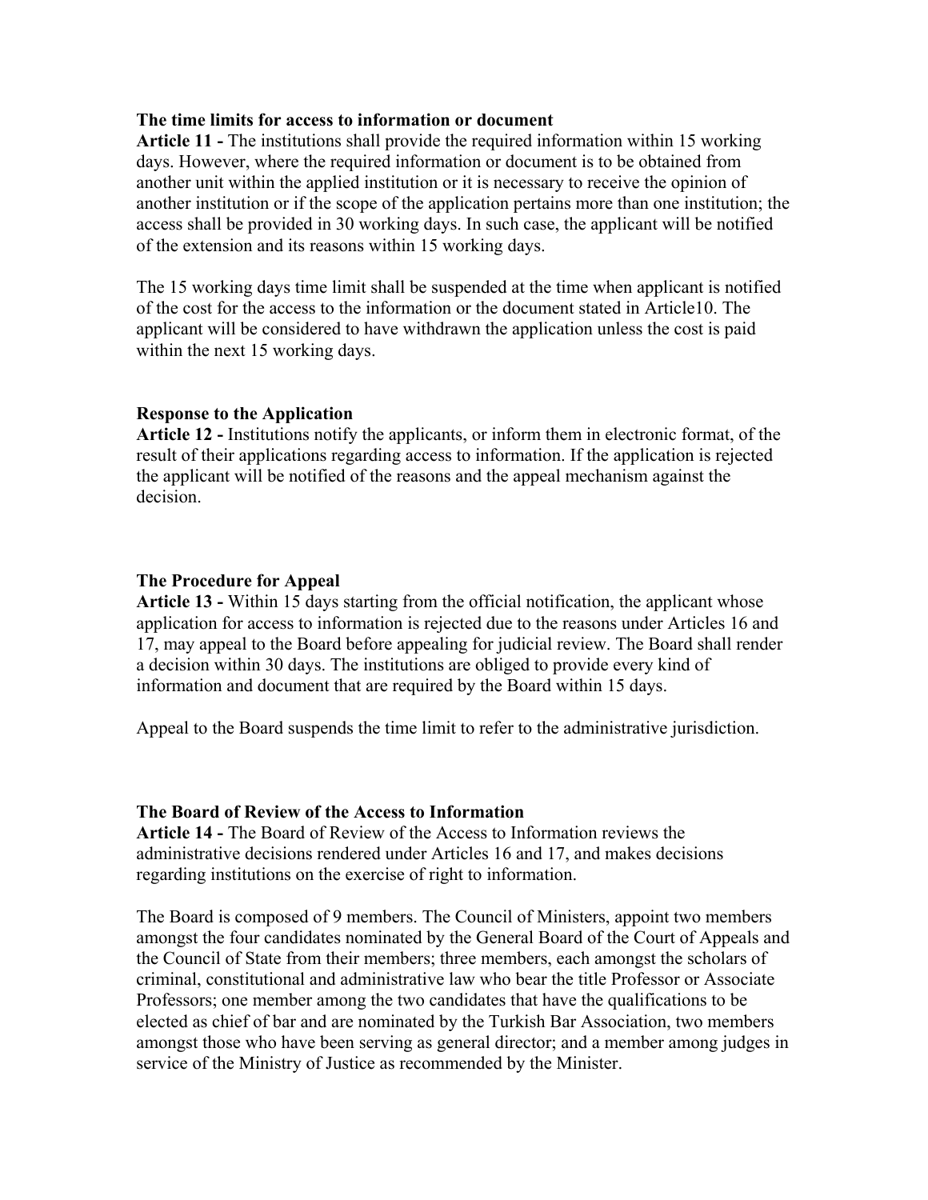**The time limits for access to information or document**

**Article 11 -** The institutions shall provide the required information within 15 working days. However, where the required information or document is to be obtained from another unit within the applied institution or it is necessary to receive the opinion of another institution or if the scope of the application pertains more than one institution; the access shall be provided in 30 working days. In such case, the applicant will be notified of the extension and its reasons within 15 working days.

The 15 working days time limit shall be suspended at the time when applicant is notified of the cost for the access to the information or the document stated in Article10. The applicant will be considered to have withdrawn the application unless the cost is paid within the next 15 working days.

**Response to the Application**

**Article 12 -** Institutions notify the applicants, or inform them in electronic format, of the result of their applications regarding access to information. If the application is rejected the applicant will be notified of the reasons and the appeal mechanism against the decision.

**The Procedure for Appeal**

**Article 13 -** Within 15 days starting from the official notification, the applicant whose application for access to information is rejected due to the reasons under Articles 16 and 17, may appeal to the Board before appealing for judicial review. The Board shall render a decision within 30 days. The institutions are obliged to provide every kind of information and document that are required by the Board within 15 days.

Appeal to the Board suspends the time limit to refer to the administrative jurisdiction.

**The Board of Review of the Access to Information**

**Article 14 -** The Board of Review of the Access to Information reviews the administrative decisions rendered under Articles 16 and 17, and makes decisions regarding institutions on the exercise of right to information.

The Board is composed of 9 members. The Council of Ministers, appoint two members amongst the four candidates nominated by the General Board of the Court of Appeals and the Council of State from their members; three members, each amongst the scholars of criminal, constitutional and administrative law who bear the title Professor or Associate Professors; one member among the two candidates that have the qualifications to be elected as chief of bar and are nominated by the Turkish Bar Association, two members amongst those who have been serving as general director; and a member among judges in service of the Ministry of Justice as recommended by the Minister.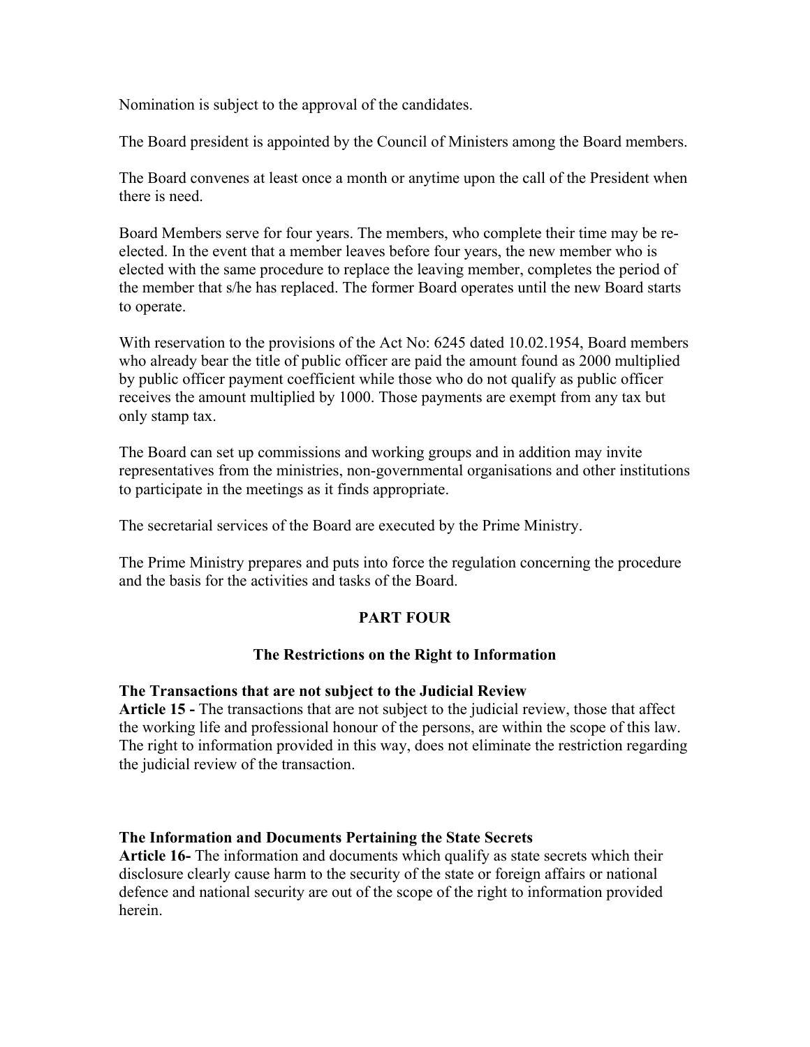Nomination is subject to the approval of the candidates.

The Board president is appointed by the Council of Ministers among the Board members.

The Board convenes at least once a month or anytime upon the call of the President when there is need.

Board Members serve for four years. The members, who complete their time may be re-elected. In the event that a member leaves before four years, the new member who is elected with the same procedure to replace the leaving member, completes the period of the member that s/he has replaced. The former Board operates until the new Board starts to operate.

With reservation to the provisions of the Act No: 6245 dated 10.02.1954, Board members who already bear the title of public officer are paid the amount found as 2000 multiplied by public officer payment coefficient while those who do not qualify as public officer receives the amount multiplied by 1000. Those payments are exempt from any tax but only stamp tax.

The Board can set up commissions and working groups and in addition may invite representatives from the ministries, non-governmental organisations and other institutions to participate in the meetings as it finds appropriate.

The secretarial services of the Board are executed by the Prime Ministry.

The Prime Ministry prepares and puts into force the regulation concerning the procedure and the basis for the activities and tasks of the Board.

## PART FOUR

## The Restrictions on the Right to Information

**The Transactions that are not subject to the Judicial Review**
**Article 15 -** The transactions that are not subject to the judicial review, those that affect the working life and professional honour of the persons, are within the scope of this law. The right to information provided in this way, does not eliminate the restriction regarding the judicial review of the transaction.

**The Information and Documents Pertaining the State Secrets**
**Article 16-** The information and documents which qualify as state secrets which their disclosure clearly cause harm to the security of the state or foreign affairs or national defence and national security are out of the scope of the right to information provided herein.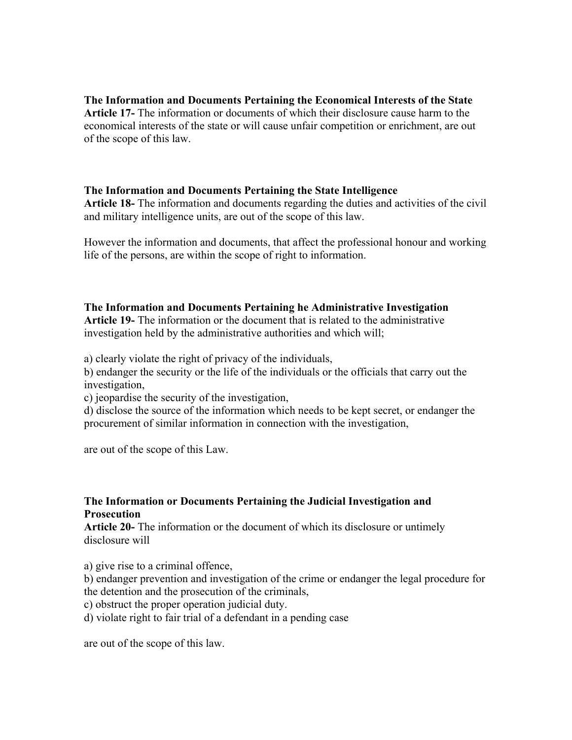**The Information and Documents Pertaining the Economical Interests of the State**
**Article 17-** The information or documents of which their disclosure cause harm to the economical interests of the state or will cause unfair competition or enrichment, are out of the scope of this law.

**The Information and Documents Pertaining the State Intelligence**
**Article 18-** The information and documents regarding the duties and activities of the civil and military intelligence units, are out of the scope of this law.

However the information and documents, that affect the professional honour and working life of the persons, are within the scope of right to information.

**The Information and Documents Pertaining he Administrative Investigation**
**Article 19-** The information or the document that is related to the administrative investigation held by the administrative authorities and which will;

a) clearly violate the right of privacy of the individuals,
b) endanger the security or the life of the individuals or the officials that carry out the investigation,
c) jeopardise the security of the investigation,
d) disclose the source of the information which needs to be kept secret, or endanger the procurement of similar information in connection with the investigation,

are out of the scope of this Law.

**The Information or Documents Pertaining the Judicial Investigation and Prosecution**
**Article 20-** The information or the document of which its disclosure or untimely disclosure will

a) give rise to a criminal offence,
b) endanger prevention and investigation of the crime or endanger the legal procedure for the detention and the prosecution of the criminals,
c) obstruct the proper operation judicial duty.
d) violate right to fair trial of a defendant in a pending case

are out of the scope of this law.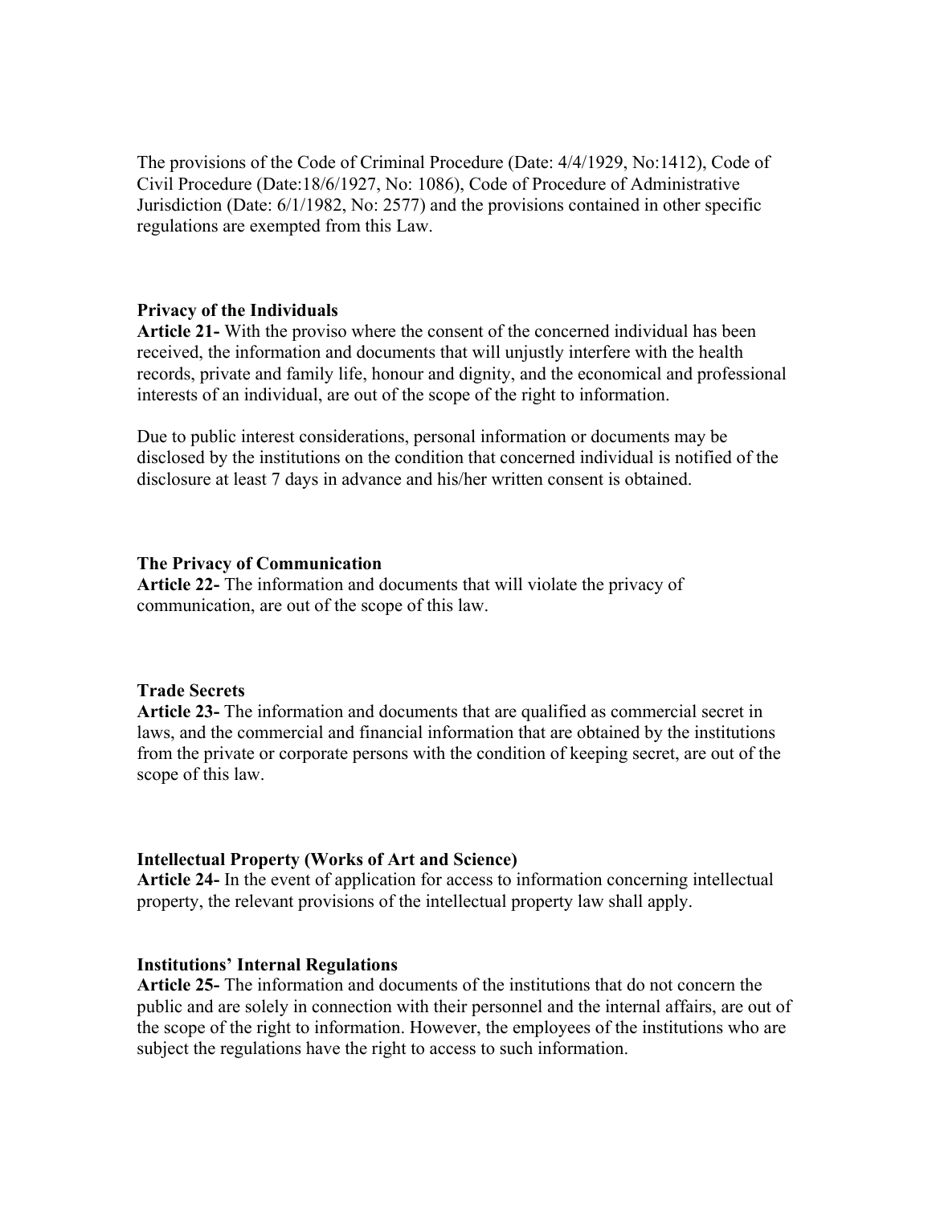The provisions of the Code of Criminal Procedure (Date: 4/4/1929, No:1412), Code of Civil Procedure (Date:18/6/1927, No: 1086), Code of Procedure of Administrative Jurisdiction (Date: 6/1/1982, No: 2577) and the provisions contained in other specific regulations are exempted from this Law.

**Privacy of the Individuals**
**Article 21-** With the proviso where the consent of the concerned individual has been received, the information and documents that will unjustly interfere with the health records, private and family life, honour and dignity, and the economical and professional interests of an individual, are out of the scope of the right to information.

Due to public interest considerations, personal information or documents may be disclosed by the institutions on the condition that concerned individual is notified of the disclosure at least 7 days in advance and his/her written consent is obtained.

**The Privacy of Communication**
**Article 22-** The information and documents that will violate the privacy of communication, are out of the scope of this law.

**Trade Secrets**
**Article 23-** The information and documents that are qualified as commercial secret in laws, and the commercial and financial information that are obtained by the institutions from the private or corporate persons with the condition of keeping secret, are out of the scope of this law.

**Intellectual Property (Works of Art and Science)**
**Article 24-** In the event of application for access to information concerning intellectual property, the relevant provisions of the intellectual property law shall apply.

**Institutions' Internal Regulations**
**Article 25-** The information and documents of the institutions that do not concern the public and are solely in connection with their personnel and the internal affairs, are out of the scope of the right to information. However, the employees of the institutions who are subject the regulations have the right to access to such information.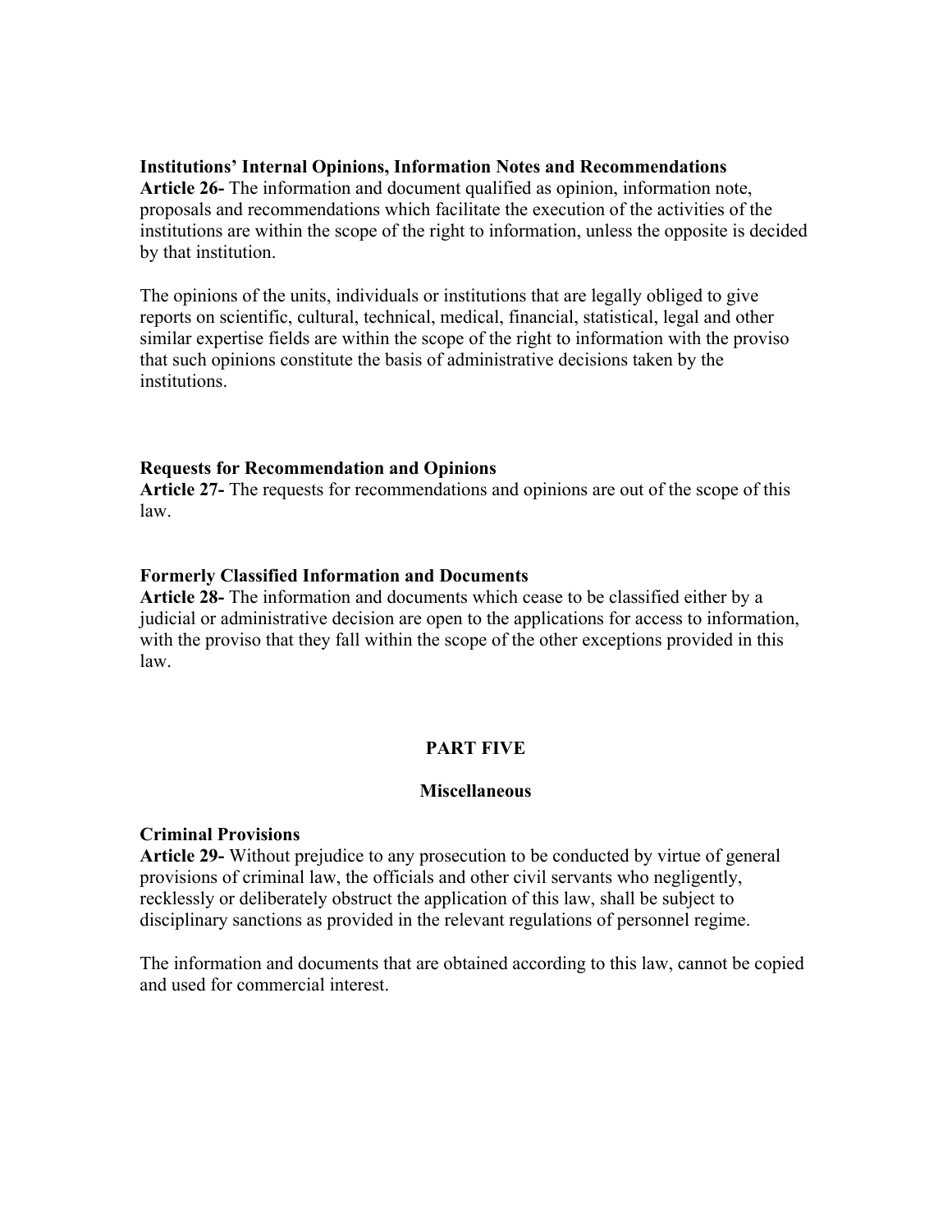**Institutions' Internal Opinions, Information Notes and Recommendations**

**Article 26-** The information and document qualified as opinion, information note, proposals and recommendations which facilitate the execution of the activities of the institutions are within the scope of the right to information, unless the opposite is decided by that institution.

The opinions of the units, individuals or institutions that are legally obliged to give reports on scientific, cultural, technical, medical, financial, statistical, legal and other similar expertise fields are within the scope of the right to information with the proviso that such opinions constitute the basis of administrative decisions taken by the institutions.

**Requests for Recommendation and Opinions**

**Article 27-** The requests for recommendations and opinions are out of the scope of this law.

**Formerly Classified Information and Documents**

**Article 28-** The information and documents which cease to be classified either by a judicial or administrative decision are open to the applications for access to information, with the proviso that they fall within the scope of the other exceptions provided in this law.

## PART FIVE

### Miscellaneous

**Criminal Provisions**

**Article 29-** Without prejudice to any prosecution to be conducted by virtue of general provisions of criminal law, the officials and other civil servants who negligently, recklessly or deliberately obstruct the application of this law, shall be subject to disciplinary sanctions as provided in the relevant regulations of personnel regime.

The information and documents that are obtained according to this law, cannot be copied and used for commercial interest.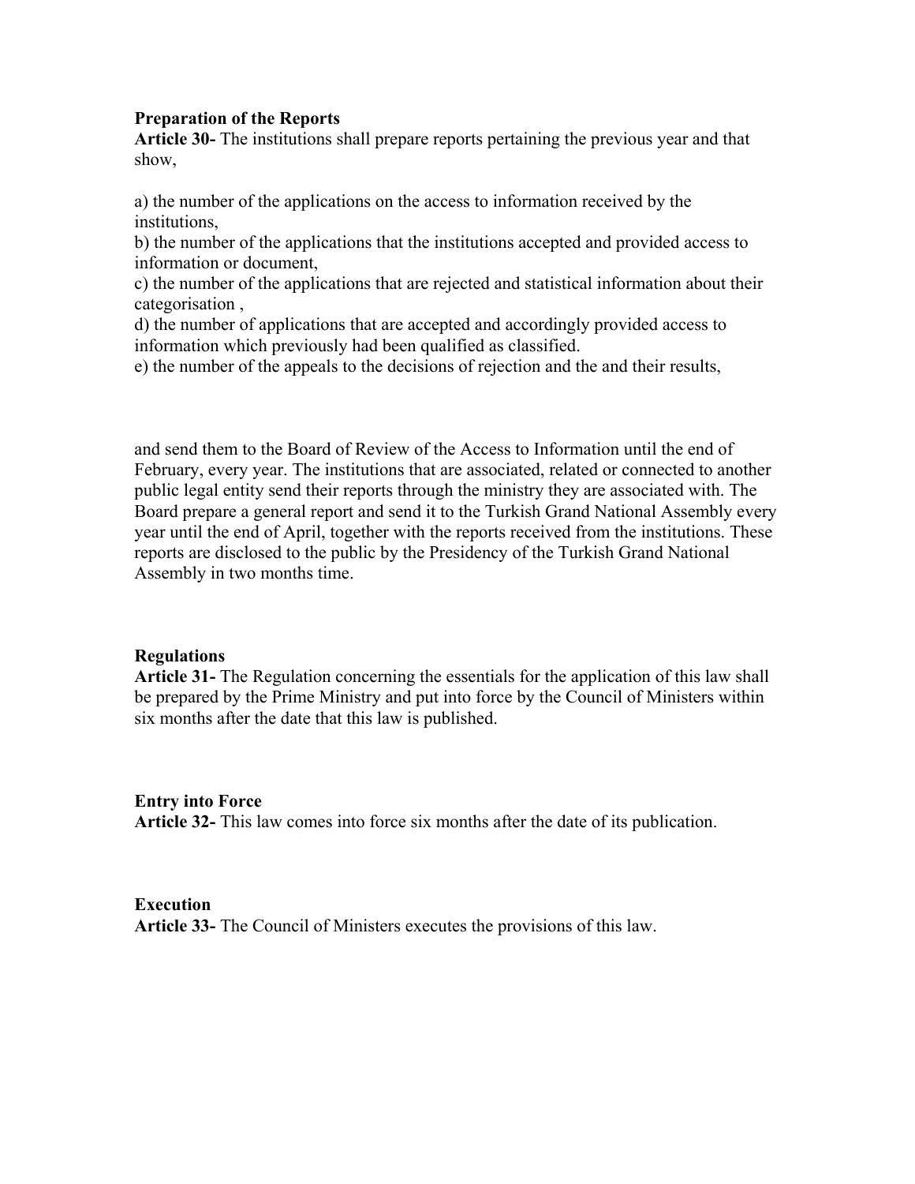**Preparation of the Reports**

**Article 30-** The institutions shall prepare reports pertaining the previous year and that show,

a) the number of the applications on the access to information received by the institutions,
b) the number of the applications that the institutions accepted and provided access to information or document,
c) the number of the applications that are rejected and statistical information about their categorisation ,
d) the number of applications that are accepted and accordingly provided access to information which previously had been qualified as classified.
e) the number of the appeals to the decisions of rejection and the and their results,

and send them to the Board of Review of the Access to Information until the end of February, every year. The institutions that are associated, related or connected to another public legal entity send their reports through the ministry they are associated with. The Board prepare a general report and send it to the Turkish Grand National Assembly every year until the end of April, together with the reports received from the institutions. These reports are disclosed to the public by the Presidency of the Turkish Grand National Assembly in two months time.

**Regulations**

**Article 31-** The Regulation concerning the essentials for the application of this law shall be prepared by the Prime Ministry and put into force by the Council of Ministers within six months after the date that this law is published.

**Entry into Force**

**Article 32-** This law comes into force six months after the date of its publication.

**Execution**

**Article 33-** The Council of Ministers executes the provisions of this law.